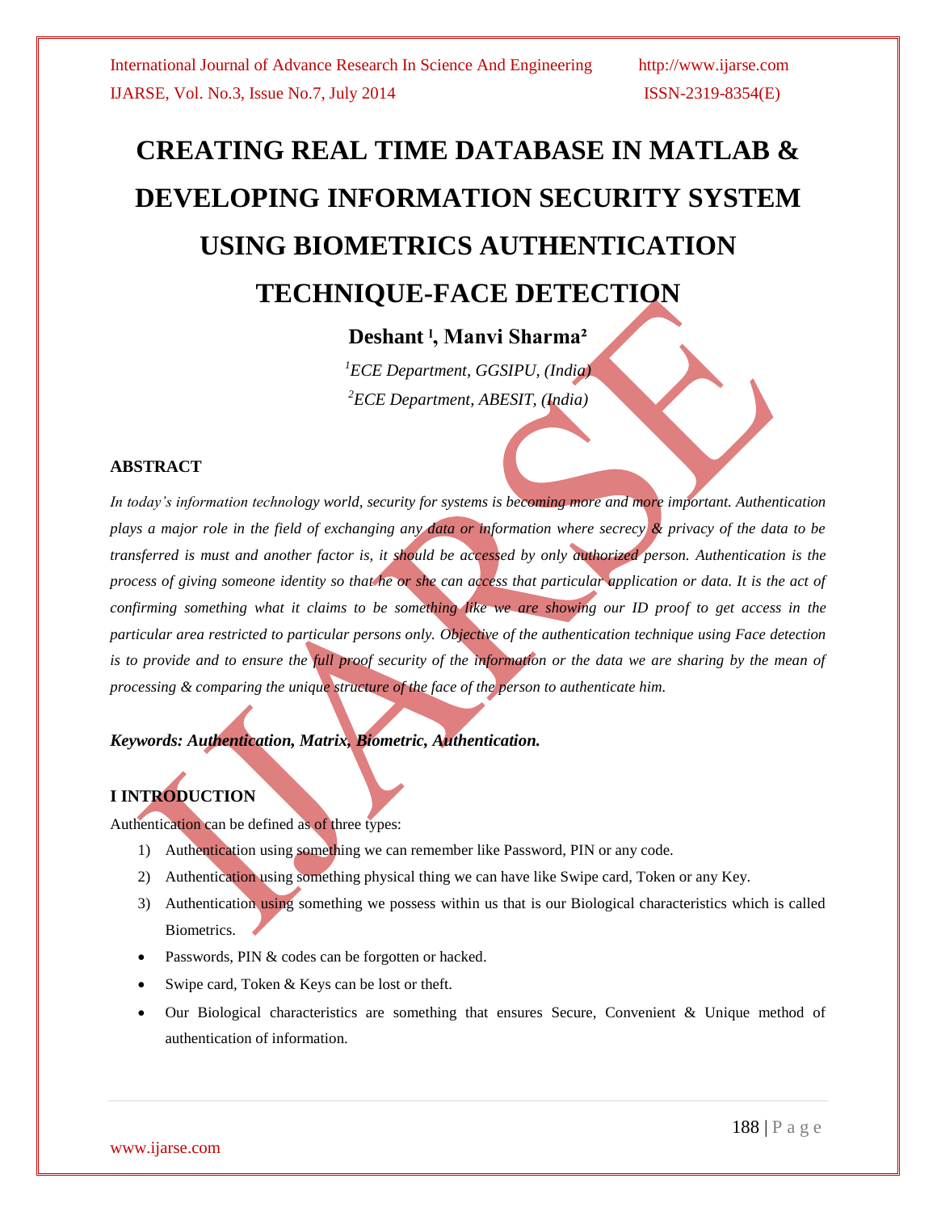# CREATING REAL TIME DATABASE IN MATLAB & DEVELOPING INFORMATION SECURITY SYSTEM USING BIOMETRICS AUTHENTICATION TECHNIQUE-FACE DETECTION

**Deshant [1], Manvi Sharma [2]**

*[1]ECE Department, GGSIPU, (India)*

*[2]ECE Department, ABESIT, (India)*

## ABSTRACT

*In today's information technology world, security for systems is becoming more and more important. Authentication plays a major role in the field of exchanging any data or information where secrecy & privacy of the data to be transferred is must and another factor is, it should be accessed by only authorized person. Authentication is the process of giving someone identity so that he or she can access that particular application or data. It is the act of confirming something what it claims to be something like we are showing our ID proof to get access in the particular area restricted to particular persons only. Objective of the authentication technique using Face detection is to provide and to ensure the full proof security of the information or the data we are sharing by the mean of processing & comparing the unique structure of the face of the person to authenticate him.*

***Keywords: Authentication, Matrix, Biometric, Authentication.***

## I INTRODUCTION

Authentication can be defined as of three types:

1) Authentication using something we can remember like Password, PIN or any code.
2) Authentication using something physical thing we can have like Swipe card, Token or any Key.
3) Authentication using something we possess within us that is our Biological characteristics which is called Biometrics.

- Passwords, PIN & codes can be forgotten or hacked.
- Swipe card, Token & Keys can be lost or theft.
- Our Biological characteristics are something that ensures Secure, Convenient & Unique method of authentication of information.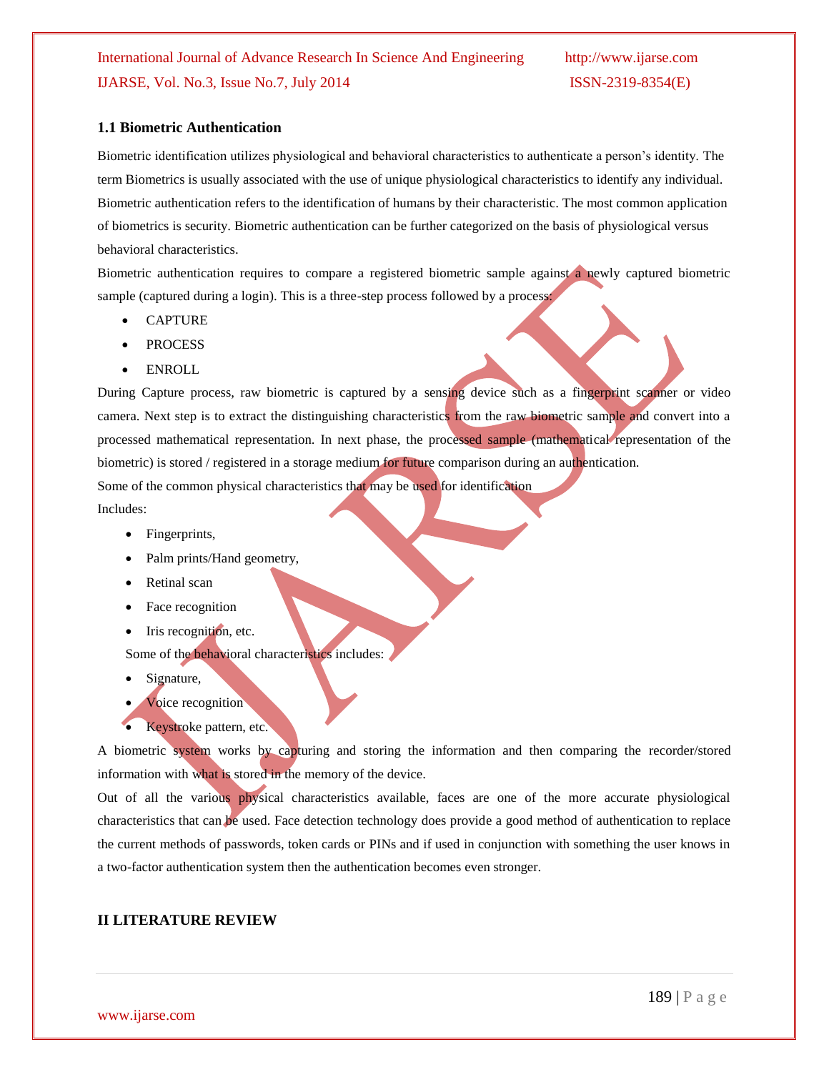### 1.1 Biometric Authentication

Biometric identification utilizes physiological and behavioral characteristics to authenticate a person's identity. The term Biometrics is usually associated with the use of unique physiological characteristics to identify any individual. Biometric authentication refers to the identification of humans by their characteristic. The most common application of biometrics is security. Biometric authentication can be further categorized on the basis of physiological versus behavioral characteristics.

Biometric authentication requires to compare a registered biometric sample against a newly captured biometric sample (captured during a login). This is a three-step process followed by a process:

- CAPTURE
- PROCESS
- ENROLL

During Capture process, raw biometric is captured by a sensing device such as a fingerprint scanner or video camera. Next step is to extract the distinguishing characteristics from the raw biometric sample and convert into a processed mathematical representation. In next phase, the processed sample (mathematical representation of the biometric) is stored / registered in a storage medium for future comparison during an authentication.

Some of the common physical characteristics that may be used for identification Includes:

- Fingerprints,
- Palm prints/Hand geometry,
- Retinal scan
- Face recognition
- Iris recognition, etc.

Some of the behavioral characteristics includes:

- Signature,
- Voice recognition
- Keystroke pattern, etc.

A biometric system works by capturing and storing the information and then comparing the recorder/stored information with what is stored in the memory of the device.

Out of all the various physical characteristics available, faces are one of the more accurate physiological characteristics that can be used. Face detection technology does provide a good method of authentication to replace the current methods of passwords, token cards or PINs and if used in conjunction with something the user knows in a two-factor authentication system then the authentication becomes even stronger.

## II LITERATURE REVIEW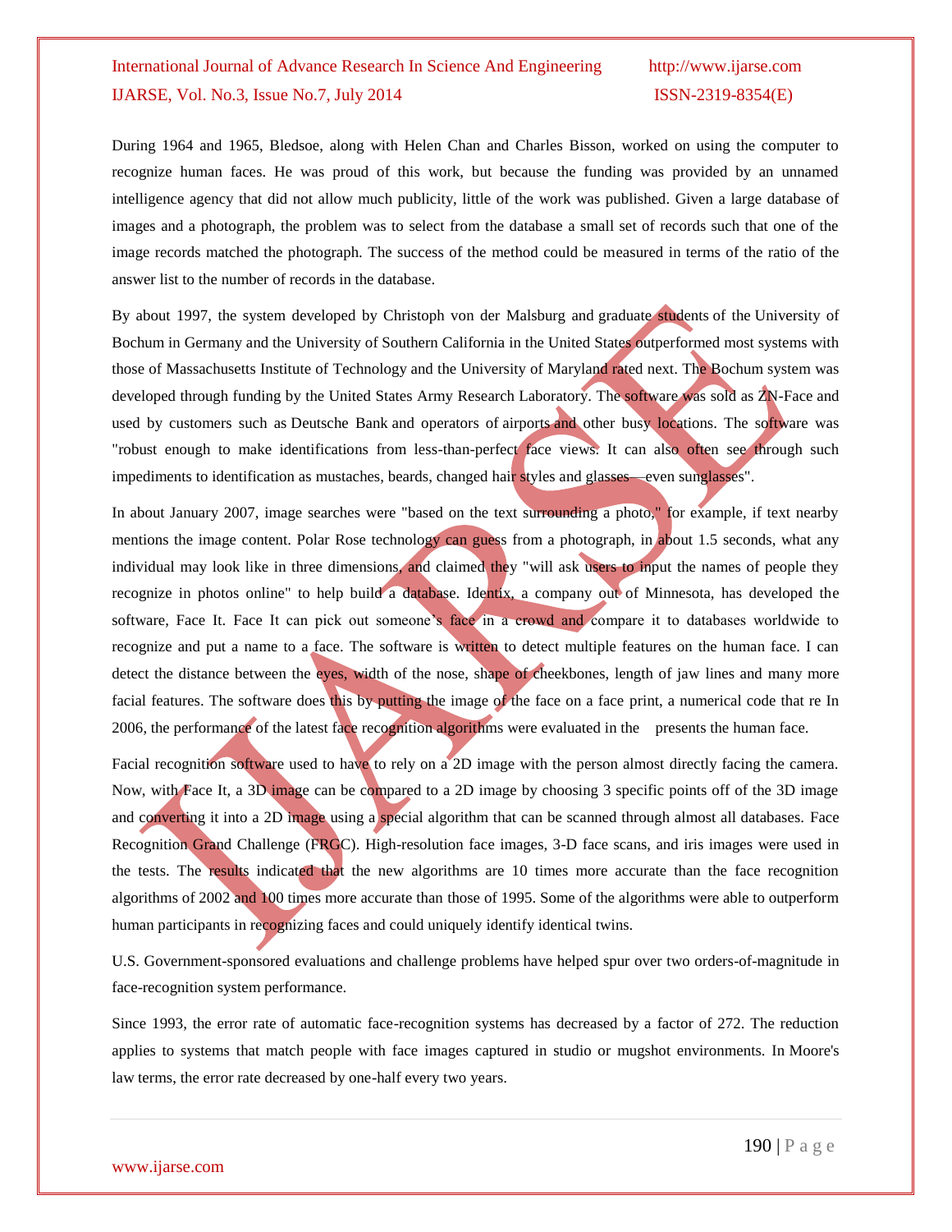During 1964 and 1965, Bledsoe, along with Helen Chan and Charles Bisson, worked on using the computer to recognize human faces. He was proud of this work, but because the funding was provided by an unnamed intelligence agency that did not allow much publicity, little of the work was published. Given a large database of images and a photograph, the problem was to select from the database a small set of records such that one of the image records matched the photograph. The success of the method could be measured in terms of the ratio of the answer list to the number of records in the database.

By about 1997, the system developed by Christoph von der Malsburg and graduate students of the University of Bochum in Germany and the University of Southern California in the United States outperformed most systems with those of Massachusetts Institute of Technology and the University of Maryland rated next. The Bochum system was developed through funding by the United States Army Research Laboratory. The software was sold as ZN-Face and used by customers such as Deutsche Bank and operators of airports and other busy locations. The software was "robust enough to make identifications from less-than-perfect face views. It can also often see through such impediments to identification as mustaches, beards, changed hair styles and glasses—even sunglasses".

In about January 2007, image searches were "based on the text surrounding a photo," for example, if text nearby mentions the image content. Polar Rose technology can guess from a photograph, in about 1.5 seconds, what any individual may look like in three dimensions, and claimed they "will ask users to input the names of people they recognize in photos online" to help build a database. Identix, a company out of Minnesota, has developed the software, Face It. Face It can pick out someone's face in a crowd and compare it to databases worldwide to recognize and put a name to a face. The software is written to detect multiple features on the human face. I can detect the distance between the eyes, width of the nose, shape of cheekbones, length of jaw lines and many more facial features. The software does this by putting the image of the face on a face print, a numerical code that re In 2006, the performance of the latest face recognition algorithms were evaluated in the presents the human face.

Facial recognition software used to have to rely on a 2D image with the person almost directly facing the camera. Now, with Face It, a 3D image can be compared to a 2D image by choosing 3 specific points off of the 3D image and converting it into a 2D image using a special algorithm that can be scanned through almost all databases. Face Recognition Grand Challenge (FRGC). High-resolution face images, 3-D face scans, and iris images were used in the tests. The results indicated that the new algorithms are 10 times more accurate than the face recognition algorithms of 2002 and 100 times more accurate than those of 1995. Some of the algorithms were able to outperform human participants in recognizing faces and could uniquely identify identical twins.

U.S. Government-sponsored evaluations and challenge problems have helped spur over two orders-of-magnitude in face-recognition system performance.

Since 1993, the error rate of automatic face-recognition systems has decreased by a factor of 272. The reduction applies to systems that match people with face images captured in studio or mugshot environments. In Moore's law terms, the error rate decreased by one-half every two years.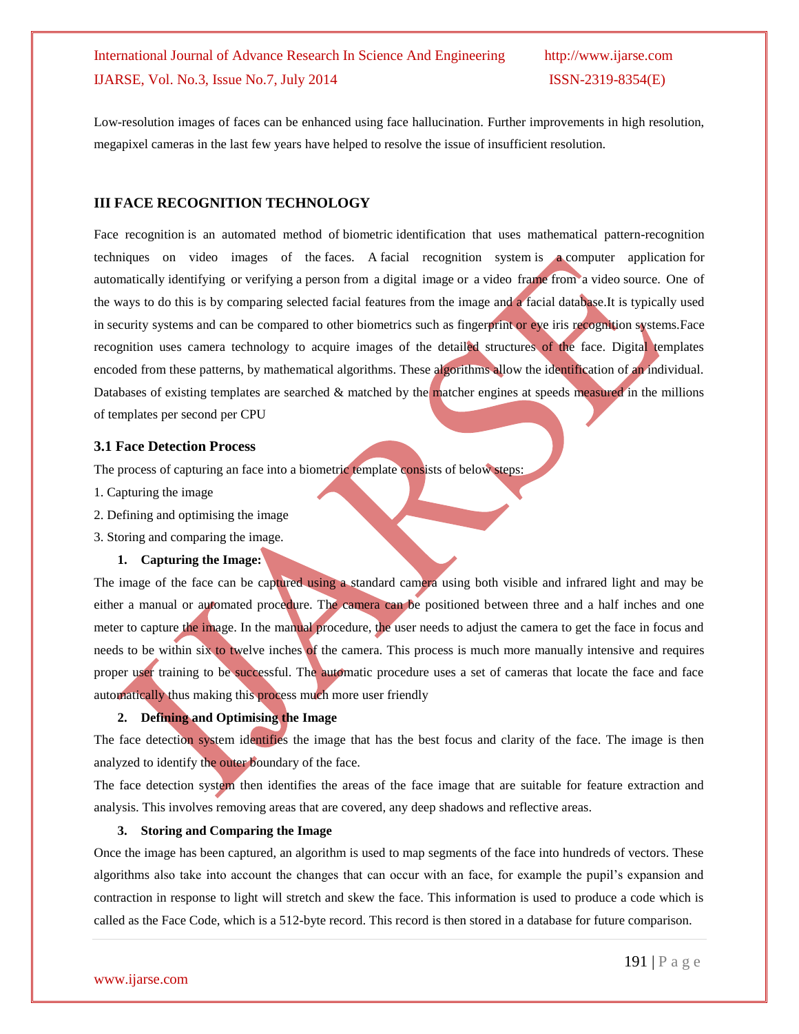Low-resolution images of faces can be enhanced using face hallucination. Further improvements in high resolution, megapixel cameras in the last few years have helped to resolve the issue of insufficient resolution.

## III FACE RECOGNITION TECHNOLOGY

Face recognition is an automated method of biometric identification that uses mathematical pattern-recognition techniques on video images of the faces. A facial recognition system is a computer application for automatically identifying or verifying a person from a digital image or a video frame from a video source. One of the ways to do this is by comparing selected facial features from the image and a facial database.It is typically used in security systems and can be compared to other biometrics such as fingerprint or eye iris recognition systems.Face recognition uses camera technology to acquire images of the detailed structures of the face. Digital templates encoded from these patterns, by mathematical algorithms. These algorithms allow the identification of an individual. Databases of existing templates are searched & matched by the matcher engines at speeds measured in the millions of templates per second per CPU

### 3.1 Face Detection Process

The process of capturing an face into a biometric template consists of below steps:

1. Capturing the image
2. Defining and optimising the image
3. Storing and comparing the image.

**1. Capturing the Image:**

The image of the face can be captured using a standard camera using both visible and infrared light and may be either a manual or automated procedure. The camera can be positioned between three and a half inches and one meter to capture the image. In the manual procedure, the user needs to adjust the camera to get the face in focus and needs to be within six to twelve inches of the camera. This process is much more manually intensive and requires proper user training to be successful. The automatic procedure uses a set of cameras that locate the face and face automatically thus making this process much more user friendly

**2. Defining and Optimising the Image**

The face detection system identifies the image that has the best focus and clarity of the face. The image is then analyzed to identify the outer boundary of the face.

The face detection system then identifies the areas of the face image that are suitable for feature extraction and analysis. This involves removing areas that are covered, any deep shadows and reflective areas.

**3. Storing and Comparing the Image**

Once the image has been captured, an algorithm is used to map segments of the face into hundreds of vectors. These algorithms also take into account the changes that can occur with an face, for example the pupil's expansion and contraction in response to light will stretch and skew the face. This information is used to produce a code which is called as the Face Code, which is a 512-byte record. This record is then stored in a database for future comparison.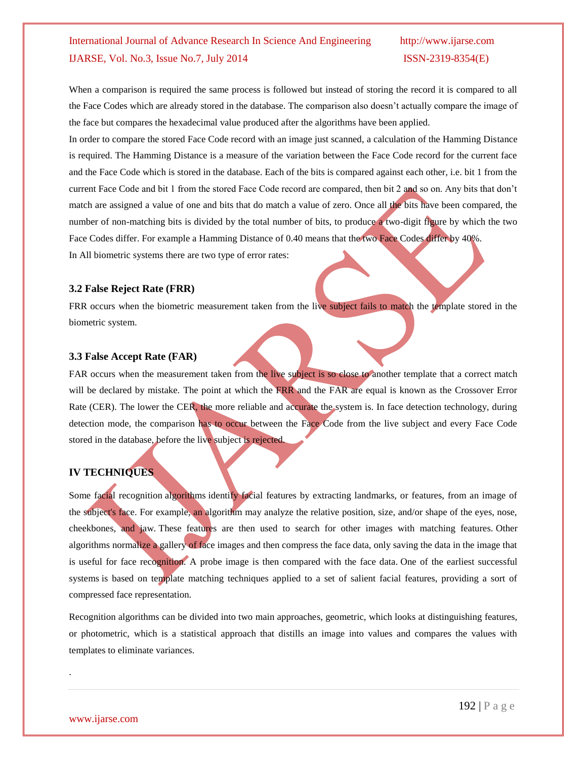When a comparison is required the same process is followed but instead of storing the record it is compared to all the Face Codes which are already stored in the database. The comparison also doesn't actually compare the image of the face but compares the hexadecimal value produced after the algorithms have been applied.

In order to compare the stored Face Code record with an image just scanned, a calculation of the Hamming Distance is required. The Hamming Distance is a measure of the variation between the Face Code record for the current face and the Face Code which is stored in the database. Each of the bits is compared against each other, i.e. bit 1 from the current Face Code and bit 1 from the stored Face Code record are compared, then bit 2 and so on. Any bits that don't match are assigned a value of one and bits that do match a value of zero. Once all the bits have been compared, the number of non-matching bits is divided by the total number of bits, to produce a two-digit figure by which the two Face Codes differ. For example a Hamming Distance of 0.40 means that the two Face Codes differ by 40%.

In All biometric systems there are two type of error rates:

### 3.2 False Reject Rate (FRR)

FRR occurs when the biometric measurement taken from the live subject fails to match the template stored in the biometric system.

### 3.3 False Accept Rate (FAR)

FAR occurs when the measurement taken from the live subject is so close to another template that a correct match will be declared by mistake. The point at which the FRR and the FAR are equal is known as the Crossover Error Rate (CER). The lower the CER, the more reliable and accurate the system is. In face detection technology, during detection mode, the comparison has to occur between the Face Code from the live subject and every Face Code stored in the database, before the live subject is rejected.

## IV TECHNIQUES

Some facial recognition algorithms identify facial features by extracting landmarks, or features, from an image of the subject's face. For example, an algorithm may analyze the relative position, size, and/or shape of the eyes, nose, cheekbones, and jaw. These features are then used to search for other images with matching features. Other algorithms normalize a gallery of face images and then compress the face data, only saving the data in the image that is useful for face recognition. A probe image is then compared with the face data. One of the earliest successful systems is based on template matching techniques applied to a set of salient facial features, providing a sort of compressed face representation.

Recognition algorithms can be divided into two main approaches, geometric, which looks at distinguishing features, or photometric, which is a statistical approach that distills an image into values and compares the values with templates to eliminate variances.

.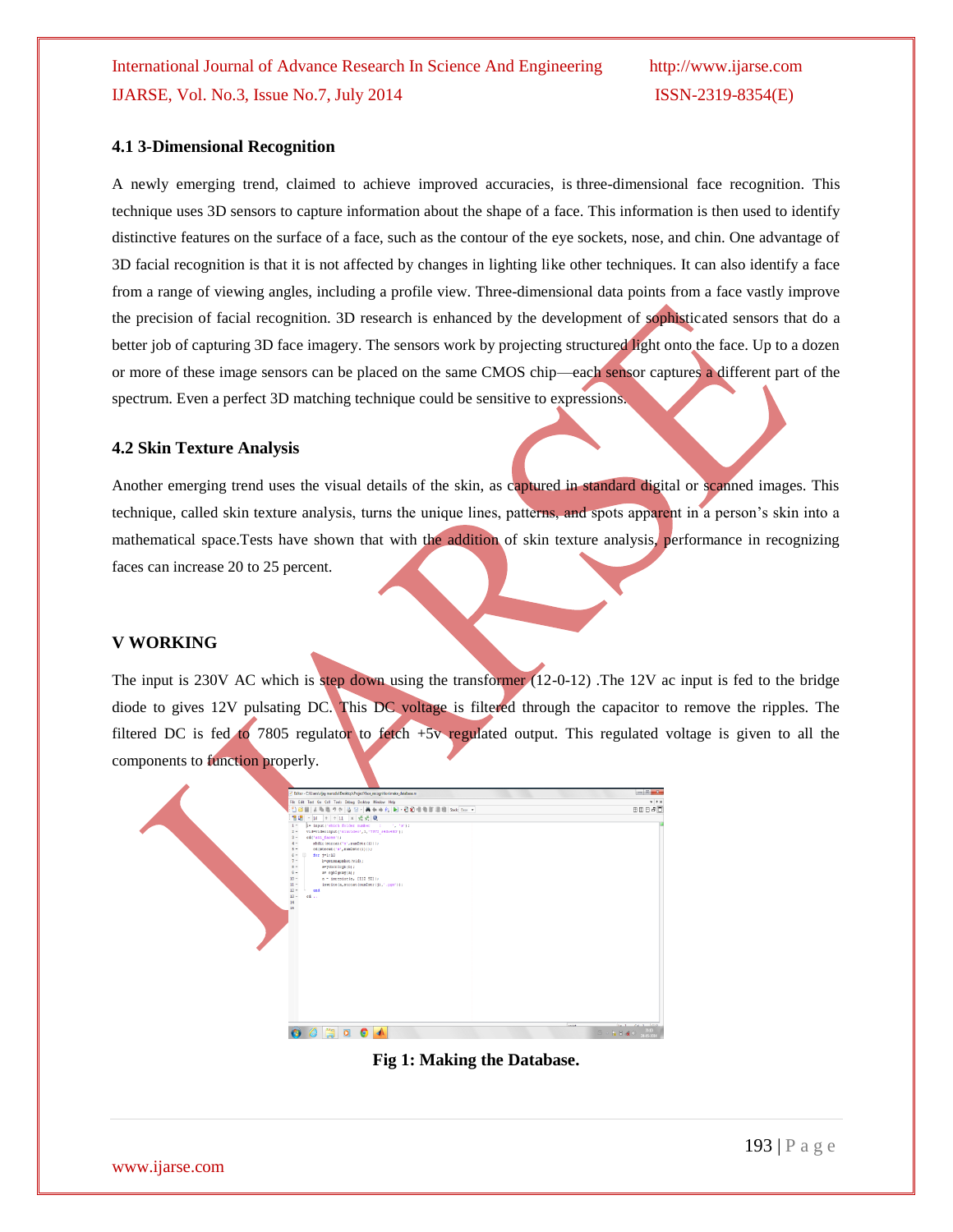### 4.1 3-Dimensional Recognition

A newly emerging trend, claimed to achieve improved accuracies, is three-dimensional face recognition. This technique uses 3D sensors to capture information about the shape of a face. This information is then used to identify distinctive features on the surface of a face, such as the contour of the eye sockets, nose, and chin. One advantage of 3D facial recognition is that it is not affected by changes in lighting like other techniques. It can also identify a face from a range of viewing angles, including a profile view. Three-dimensional data points from a face vastly improve the precision of facial recognition. 3D research is enhanced by the development of sophisticated sensors that do a better job of capturing 3D face imagery. The sensors work by projecting structured light onto the face. Up to a dozen or more of these image sensors can be placed on the same CMOS chip—each sensor captures a different part of the spectrum. Even a perfect 3D matching technique could be sensitive to expressions.

### 4.2 Skin Texture Analysis

Another emerging trend uses the visual details of the skin, as captured in standard digital or scanned images. This technique, called skin texture analysis, turns the unique lines, patterns, and spots apparent in a person's skin into a mathematical space.Tests have shown that with the addition of skin texture analysis, performance in recognizing faces can increase 20 to 25 percent.

## V WORKING

The input is 230V AC which is step down using the transformer (12-0-12) .The 12V ac input is fed to the bridge diode to gives 12V pulsating DC. This DC voltage is filtered through the capacitor to remove the ripples. The filtered DC is fed to 7805 regulator to fetch +5v regulated output. This regulated voltage is given to all the components to function properly.

**Fig 1: Making the Database.**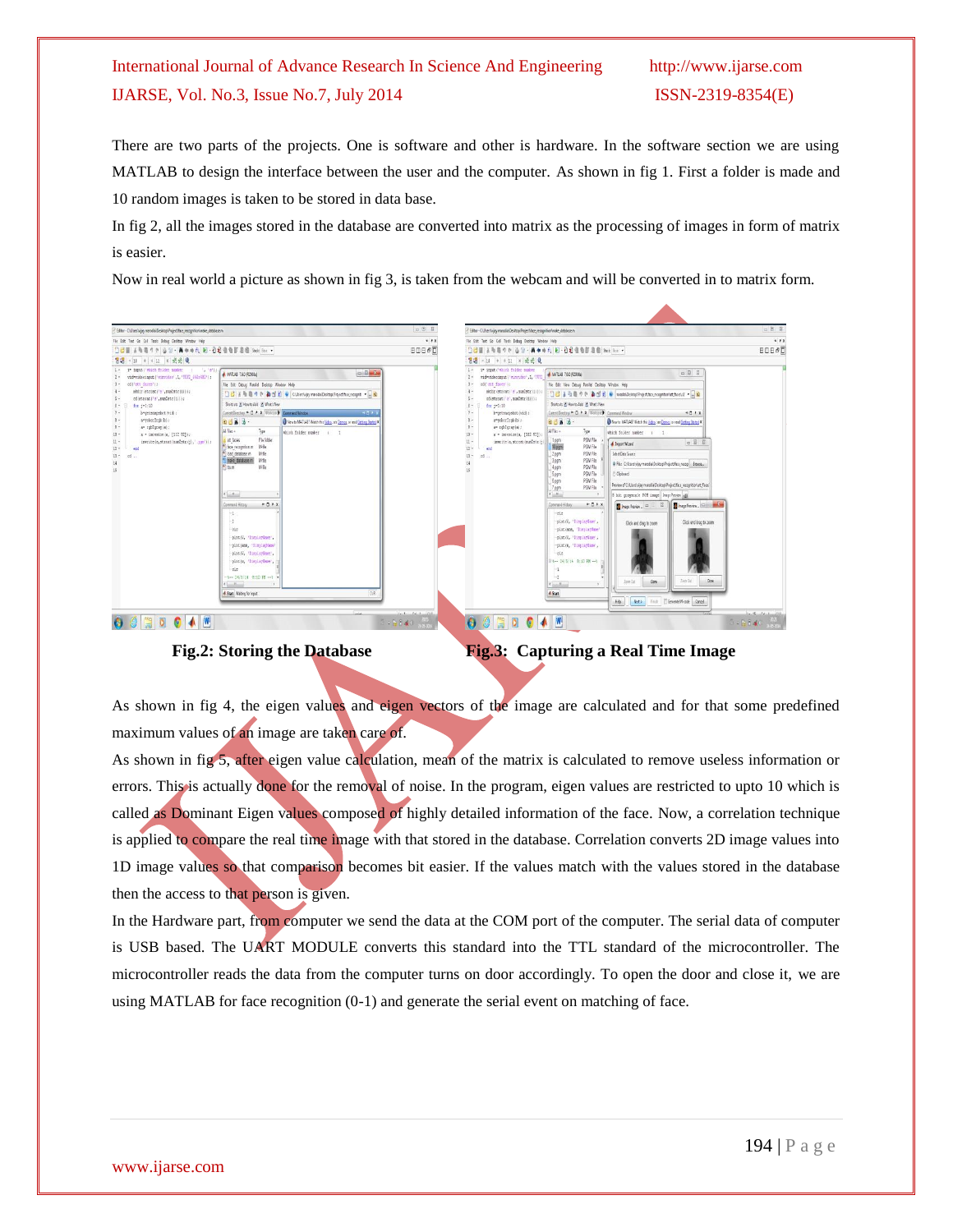There are two parts of the projects. One is software and other is hardware. In the software section we are using MATLAB to design the interface between the user and the computer. As shown in fig 1. First a folder is made and 10 random images is taken to be stored in data base.

In fig 2, all the images stored in the database are converted into matrix as the processing of images in form of matrix is easier.

Now in real world a picture as shown in fig 3, is taken from the webcam and will be converted in to matrix form.

**Fig.2: Storing the Database** **Fig.3: Capturing a Real Time Image**

As shown in fig 4, the eigen values and eigen vectors of the image are calculated and for that some predefined maximum values of an image are taken care of.

As shown in fig 5, after eigen value calculation, mean of the matrix is calculated to remove useless information or errors. This is actually done for the removal of noise. In the program, eigen values are restricted to upto 10 which is called as Dominant Eigen values composed of highly detailed information of the face. Now, a correlation technique is applied to compare the real time image with that stored in the database. Correlation converts 2D image values into 1D image values so that comparison becomes bit easier. If the values match with the values stored in the database then the access to that person is given.

In the Hardware part, from computer we send the data at the COM port of the computer. The serial data of computer is USB based. The UART MODULE converts this standard into the TTL standard of the microcontroller. The microcontroller reads the data from the computer turns on door accordingly. To open the door and close it, we are using MATLAB for face recognition (0-1) and generate the serial event on matching of face.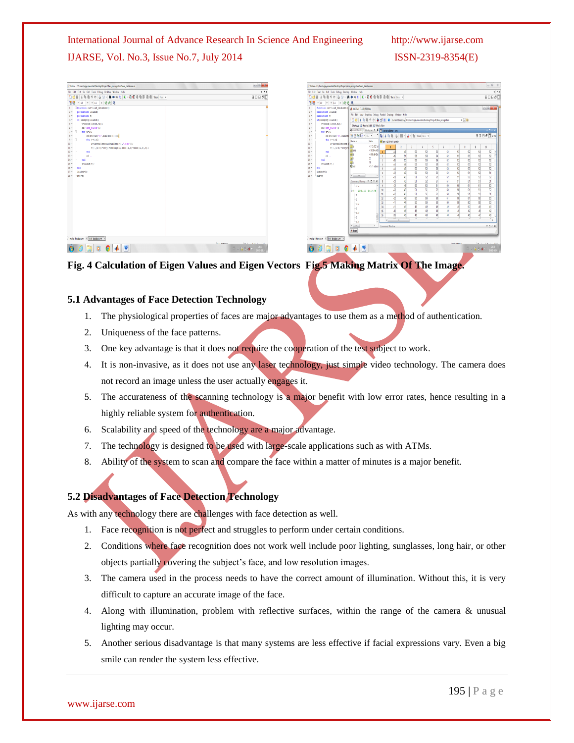Fig. 4 Calculation of Eigen Values and Eigen Vectors Fig.5 Making Matrix Of The Image.

### 5.1 Advantages of Face Detection Technology

1. The physiological properties of faces are major advantages to use them as a method of authentication.
2. Uniqueness of the face patterns.
3. One key advantage is that it does not require the cooperation of the test subject to work.
4. It is non-invasive, as it does not use any laser technology, just simple video technology. The camera does not record an image unless the user actually engages it.
5. The accurateness of the scanning technology is a major benefit with low error rates, hence resulting in a highly reliable system for authentication.
6. Scalability and speed of the technology are a major advantage.
7. The technology is designed to be used with large-scale applications such as with ATMs.
8. Ability of the system to scan and compare the face within a matter of minutes is a major benefit.

### 5.2 Disadvantages of Face Detection Technology

As with any technology there are challenges with face detection as well.

1. Face recognition is not perfect and struggles to perform under certain conditions.
2. Conditions where face recognition does not work well include poor lighting, sunglasses, long hair, or other objects partially covering the subject's face, and low resolution images.
3. The camera used in the process needs to have the correct amount of illumination. Without this, it is very difficult to capture an accurate image of the face.
4. Along with illumination, problem with reflective surfaces, within the range of the camera & unusual lighting may occur.
5. Another serious disadvantage is that many systems are less effective if facial expressions vary. Even a big smile can render the system less effective.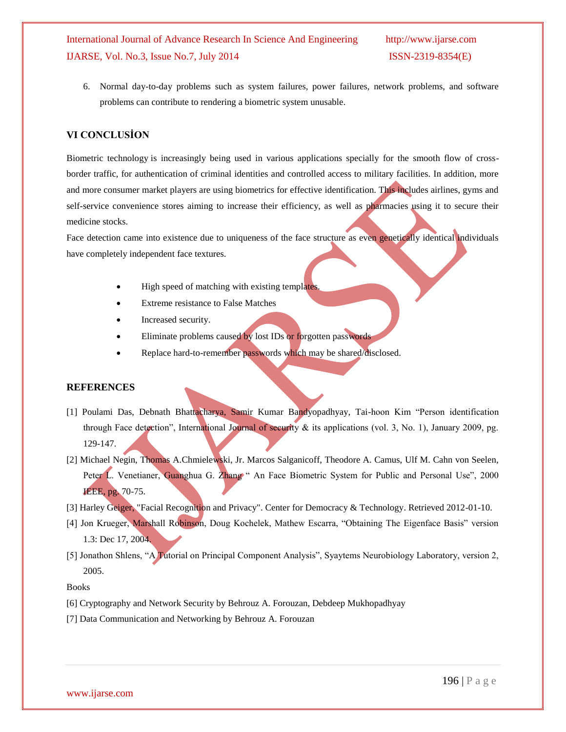6. Normal day-to-day problems such as system failures, power failures, network problems, and software problems can contribute to rendering a biometric system unusable.

## VI CONCLUSİON

Biometric technology is increasingly being used in various applications specially for the smooth flow of cross-border traffic, for authentication of criminal identities and controlled access to military facilities. In addition, more and more consumer market players are using biometrics for effective identification. This includes airlines, gyms and self-service convenience stores aiming to increase their efficiency, as well as pharmacies using it to secure their medicine stocks.

Face detection came into existence due to uniqueness of the face structure as even genetically identical individuals have completely independent face textures.

- High speed of matching with existing templates.
- Extreme resistance to False Matches
- Increased security.
- Eliminate problems caused by lost IDs or forgotten passwords
- Replace hard-to-remember passwords which may be shared/disclosed.

## REFERENCES

[1] Poulami Das, Debnath Bhattacharya, Samir Kumar Bandyopadhyay, Tai-hoon Kim "Person identification through Face detection", International Journal of security & its applications (vol. 3, No. 1), January 2009, pg. 129-147.

[2] Michael Negin, Thomas A.Chmielewski, Jr. Marcos Salganicoff, Theodore A. Camus, Ulf M. Cahn von Seelen, Peter L. Venetianer, Guanghua G. Zhang " An Face Biometric System for Public and Personal Use", 2000 IEEE, pg. 70-75.

[3] Harley Geiger, "Facial Recognition and Privacy". Center for Democracy & Technology. Retrieved 2012-01-10.

[4] Jon Krueger, Marshall Robinson, Doug Kochelek, Mathew Escarra, "Obtaining The Eigenface Basis" version 1.3: Dec 17, 2004.

[5] Jonathon Shlens, "A Tutorial on Principal Component Analysis", Syaytems Neurobiology Laboratory, version 2, 2005.

Books

[6] Cryptography and Network Security by Behrouz A. Forouzan, Debdeep Mukhopadhyay

[7] Data Communication and Networking by Behrouz A. Forouzan